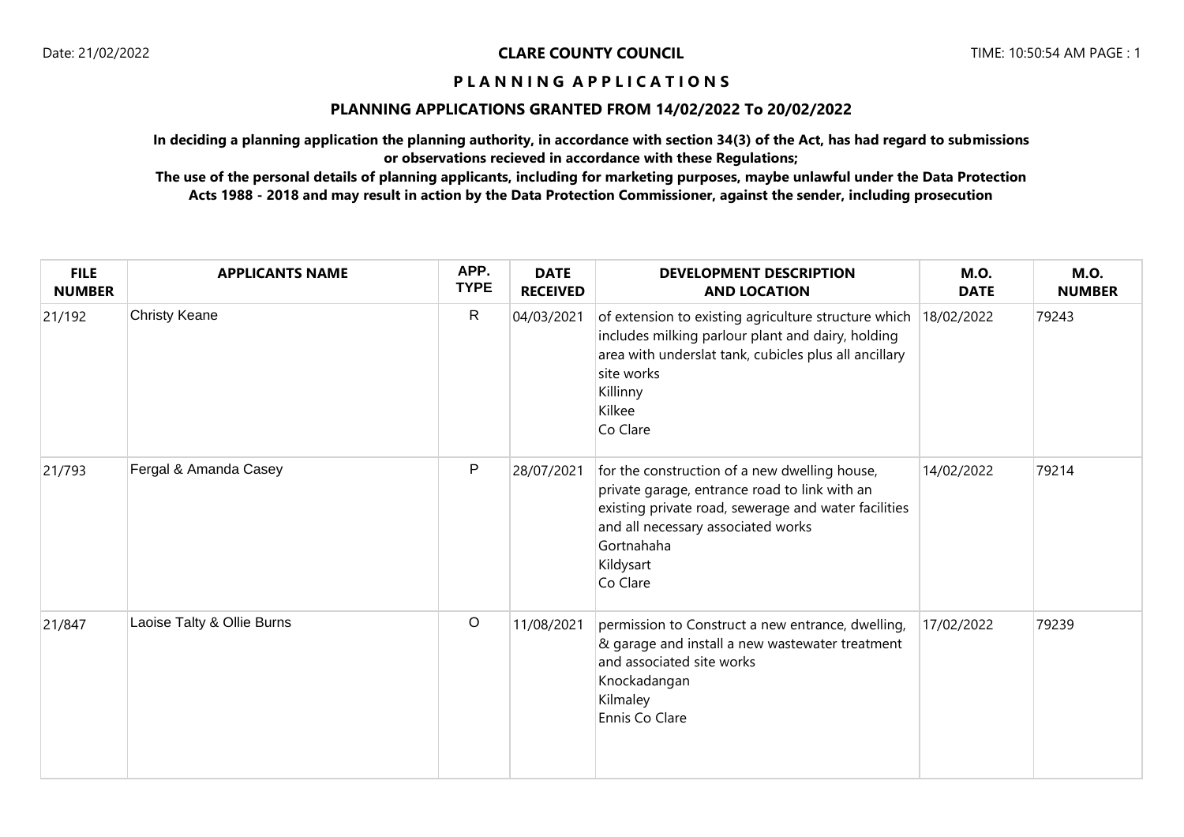**CLARE COUNTY COUNCIL**

# P L A N N I N G A P P L I C A T I O N S

## PLANNING APPLICATIONS GRANTED FROM 14/02/2022 To 20/02/2022

**In deciding a planning application the planning authority, in accordance with section 34(3) of the Act, has had regard to submissions or observations recieved in accordance with these Regulations;**

**The use of the personal details of planning applicants, including for marketing purposes, maybe unlawful under the Data Protection Acts 1988 - 2018 and may result in action by the Data Protection Commissioner, against the sender, including prosecution**

| FILE NUMBER | APPLICANTS NAME | APP. TYPE | DATE RECEIVED | DEVELOPMENT DESCRIPTION AND LOCATION | M.O. DATE | M.O. NUMBER |
|---|---|---|---|---|---|---|
| 21/192 | Christy Keane | R | 04/03/2021 | of extension to existing agriculture structure which includes milking parlour plant and dairy, holding area with underslat tank, cubicles plus all ancillary site works<br>Killinny<br>Kilkee<br>Co Clare | 18/02/2022 | 79243 |
| 21/793 | Fergal & Amanda Casey | P | 28/07/2021 | for the construction of a new dwelling house, private garage, entrance road to link with an existing private road, sewerage and water facilities and all necessary associated works<br>Gortnahaha<br>Kildysart<br>Co Clare | 14/02/2022 | 79214 |
| 21/847 | Laoise Talty & Ollie Burns | O | 11/08/2021 | permission to Construct a new entrance, dwelling, & garage and install a new wastewater treatment and associated site works<br>Knockadangan<br>Kilmaley<br>Ennis Co Clare | 17/02/2022 | 79239 |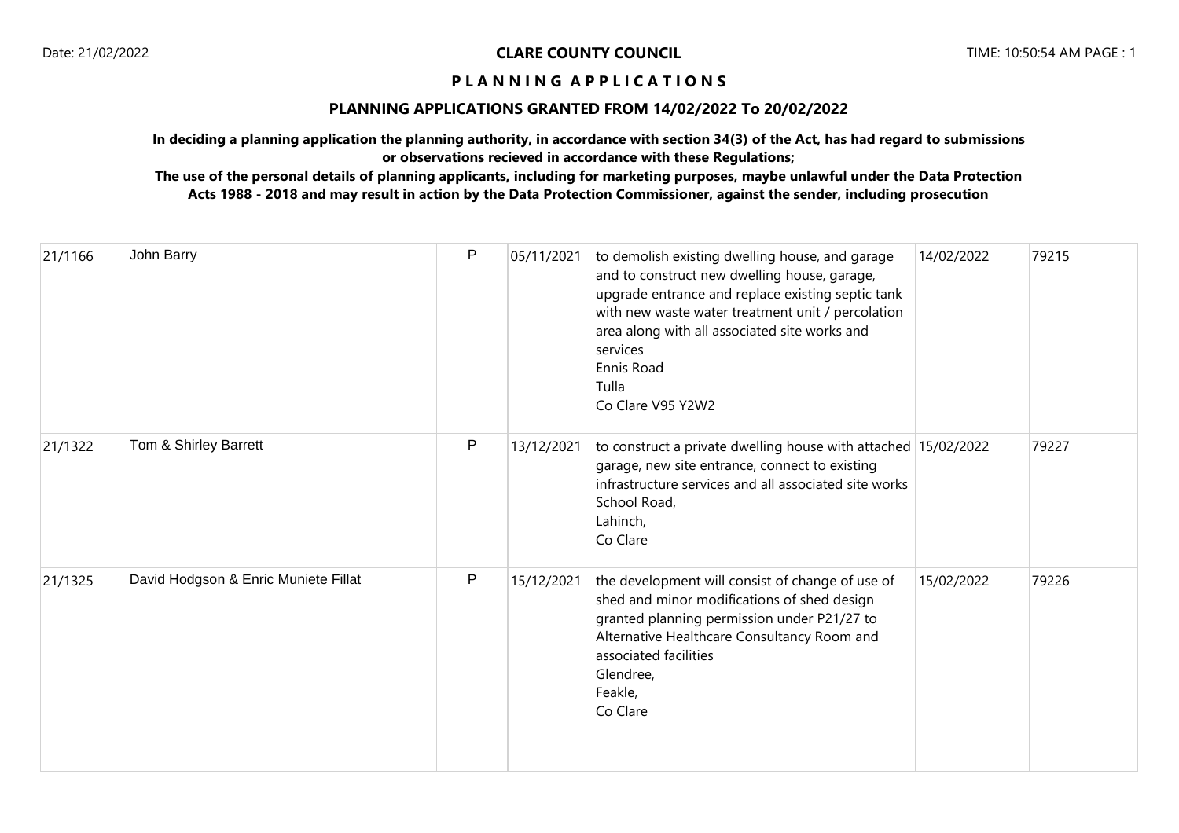**CLARE COUNTY COUNCIL**

**P L A N N I N G   A P P L I C A T I O N S**

**PLANNING APPLICATIONS GRANTED FROM 14/02/2022 To 20/02/2022**

**In deciding a planning application the planning authority, in accordance with section 34(3) of the Act, has had regard to submissions or observations recieved in accordance with these Regulations;**

**The use of the personal details of planning applicants, including for marketing purposes, maybe unlawful under the Data Protection Acts 1988 - 2018 and may result in action by the Data Protection Commissioner, against the sender, including prosecution**

| | | | | | | |
|---|---|---|---|---|---|---|
| 21/1166 | John Barry | P | 05/11/2021 | to demolish existing dwelling house, and garage and to construct new dwelling house, garage, upgrade entrance and replace existing septic tank with new waste water treatment unit / percolation area along with all associated site works and services<br>Ennis Road<br>Tulla<br>Co Clare V95 Y2W2 | 14/02/2022 | 79215 |
| 21/1322 | Tom & Shirley Barrett | P | 13/12/2021 | to construct a private dwelling house with attached garage, new site entrance, connect to existing infrastructure services and all associated site works<br>School Road,<br>Lahinch,<br>Co Clare | 15/02/2022 | 79227 |
| 21/1325 | David Hodgson & Enric Muniete Fillat | P | 15/12/2021 | the development will consist of change of use of shed and minor modifications of shed design granted planning permission under P21/27 to Alternative Healthcare Consultancy Room and associated facilities<br>Glendree,<br>Feakle,<br>Co Clare | 15/02/2022 | 79226 |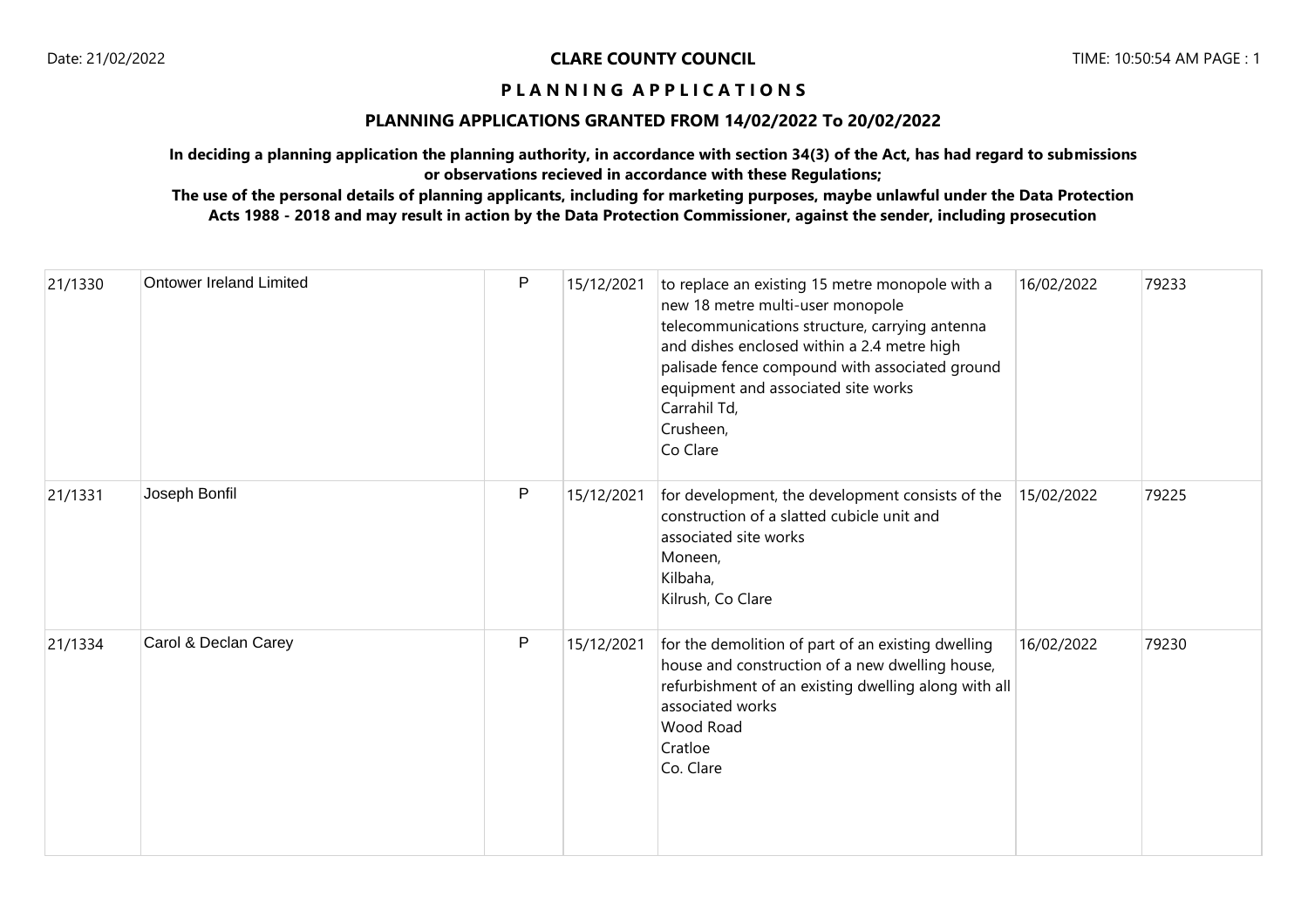**CLARE COUNTY COUNCIL**

**P L A N N I N G   A P P L I C A T I O N S**

**PLANNING APPLICATIONS GRANTED FROM 14/02/2022 To 20/02/2022**

**In deciding a planning application the planning authority, in accordance with section 34(3) of the Act, has had regard to submissions or observations recieved in accordance with these Regulations;**

**The use of the personal details of planning applicants, including for marketing purposes, maybe unlawful under the Data Protection Acts 1988 - 2018 and may result in action by the Data Protection Commissioner, against the sender, including prosecution**

| | | | | | | |
|---|---|---|---|---|---|---|
| 21/1330 | Ontower Ireland Limited | P | 15/12/2021 | to replace an existing 15 metre monopole with a new 18 metre multi-user monopole telecommunications structure, carrying antenna and dishes enclosed within a 2.4 metre high palisade fence compound with associated ground equipment and associated site works<br>Carrahil Td,<br>Crusheen,<br>Co Clare | 16/02/2022 | 79233 |
| 21/1331 | Joseph Bonfil | P | 15/12/2021 | for development, the development consists of the construction of a slatted cubicle unit and associated site works<br>Moneen,<br>Kilbaha,<br>Kilrush, Co Clare | 15/02/2022 | 79225 |
| 21/1334 | Carol & Declan Carey | P | 15/12/2021 | for the demolition of part of an existing dwelling house and construction of a new dwelling house, refurbishment of an existing dwelling along with all associated works<br>Wood Road<br>Cratloe<br>Co. Clare | 16/02/2022 | 79230 |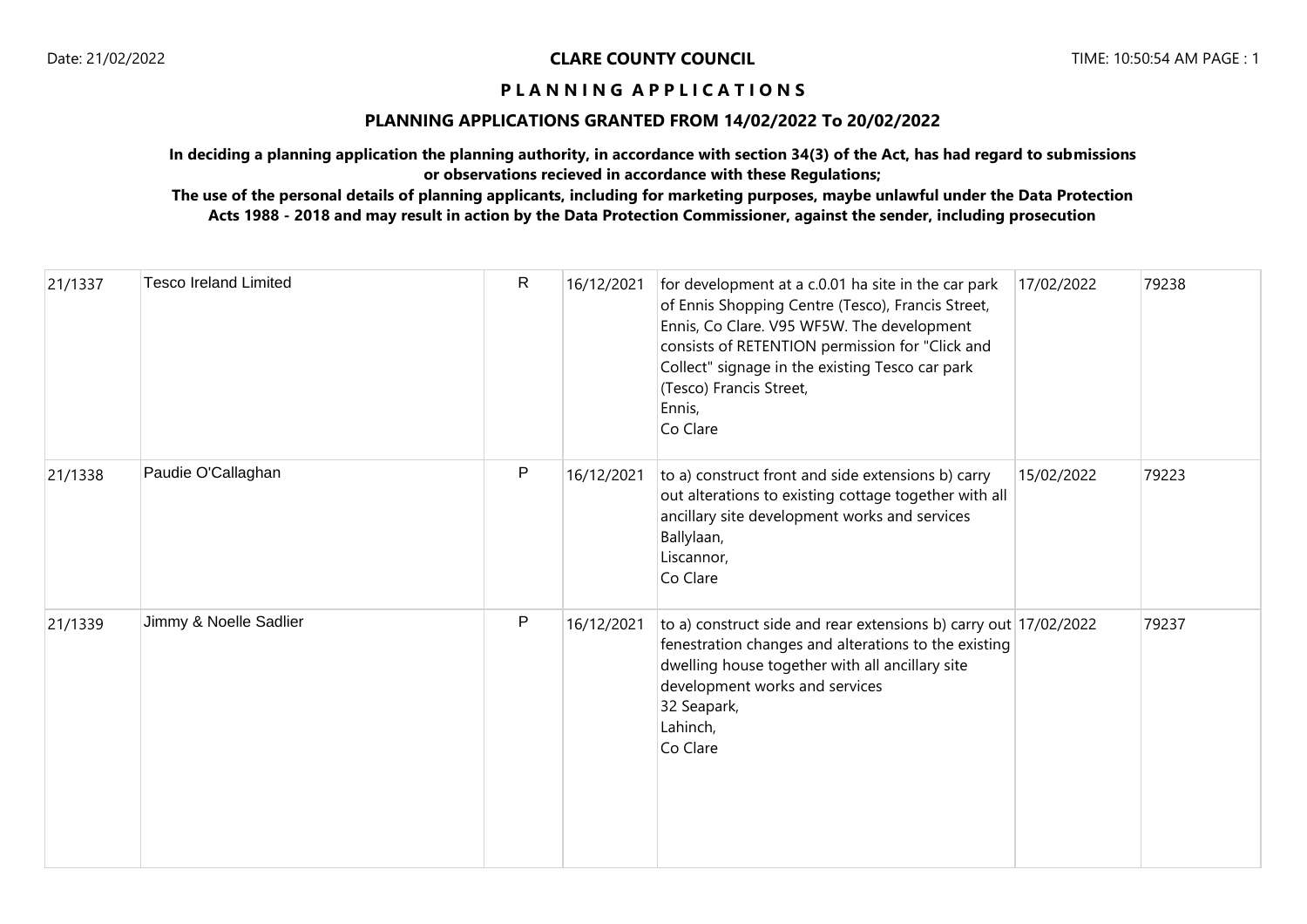**CLARE COUNTY COUNCIL**

**P L A N N I N G  A P P L I C A T I O N S**

**PLANNING APPLICATIONS GRANTED FROM 14/02/2022 To 20/02/2022**

**In deciding a planning application the planning authority, in accordance with section 34(3) of the Act, has had regard to submissions or observations recieved in accordance with these Regulations;**

**The use of the personal details of planning applicants, including for marketing purposes, maybe unlawful under the Data Protection Acts 1988 - 2018 and may result in action by the Data Protection Commissioner, against the sender, including prosecution**

| | | | | | | |
|---|---|---|---|---|---|---|
| 21/1337 | Tesco Ireland Limited | R | 16/12/2021 | for development at a c.0.01 ha site in the car park of Ennis Shopping Centre (Tesco), Francis Street, Ennis, Co Clare. V95 WF5W. The development consists of RETENTION permission for "Click and Collect" signage in the existing Tesco car park (Tesco) Francis Street, Ennis, Co Clare | 17/02/2022 | 79238 |
| 21/1338 | Paudie O'Callaghan | P | 16/12/2021 | to a) construct front and side extensions b) carry out alterations to existing cottage together with all ancillary site development works and services Ballylaan, Liscannor, Co Clare | 15/02/2022 | 79223 |
| 21/1339 | Jimmy & Noelle Sadlier | P | 16/12/2021 | to a) construct side and rear extensions b) carry out fenestration changes and alterations to the existing dwelling house together with all ancillary site development works and services 32 Seapark, Lahinch, Co Clare | 17/02/2022 | 79237 |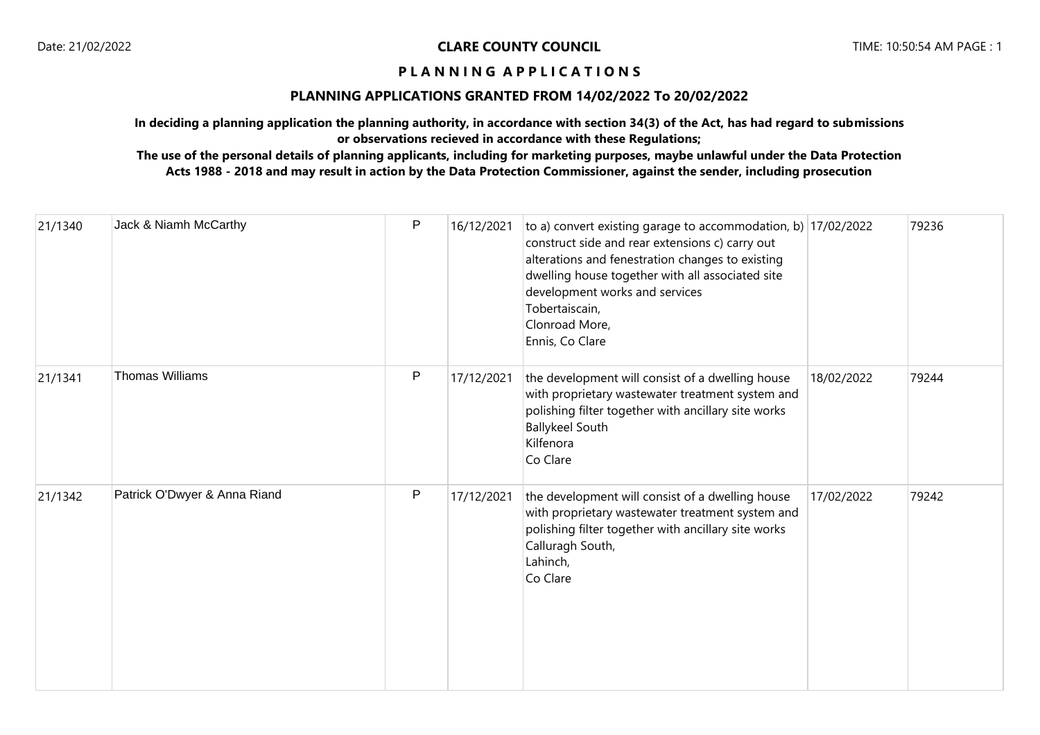# CLARE COUNTY COUNCIL

## P L A N N I N G  A P P L I C A T I O N S

### PLANNING APPLICATIONS GRANTED FROM 14/02/2022 To 20/02/2022

**In deciding a planning application the planning authority, in accordance with section 34(3) of the Act, has had regard to submissions or observations recieved in accordance with these Regulations;**

**The use of the personal details of planning applicants, including for marketing purposes, maybe unlawful under the Data Protection Acts 1988 - 2018 and may result in action by the Data Protection Commissioner, against the sender, including prosecution**

| | | | | | | |
|---|---|---|---|---|---|---|
| 21/1340 | Jack & Niamh McCarthy | P | 16/12/2021 | to a) convert existing garage to accommodation, b) construct side and rear extensions c) carry out alterations and fenestration changes to existing dwelling house together with all associated site development works and services<br>Tobertaiscain,<br>Clonroad More,<br>Ennis, Co Clare | 17/02/2022 | 79236 |
| 21/1341 | Thomas Williams | P | 17/12/2021 | the development will consist of a dwelling house with proprietary wastewater treatment system and polishing filter together with ancillary site works<br>Ballykeel South<br>Kilfenora<br>Co Clare | 18/02/2022 | 79244 |
| 21/1342 | Patrick O'Dwyer & Anna Riand | P | 17/12/2021 | the development will consist of a dwelling house with proprietary wastewater treatment system and polishing filter together with ancillary site works<br>Calluragh South,<br>Lahinch,<br>Co Clare | 17/02/2022 | 79242 |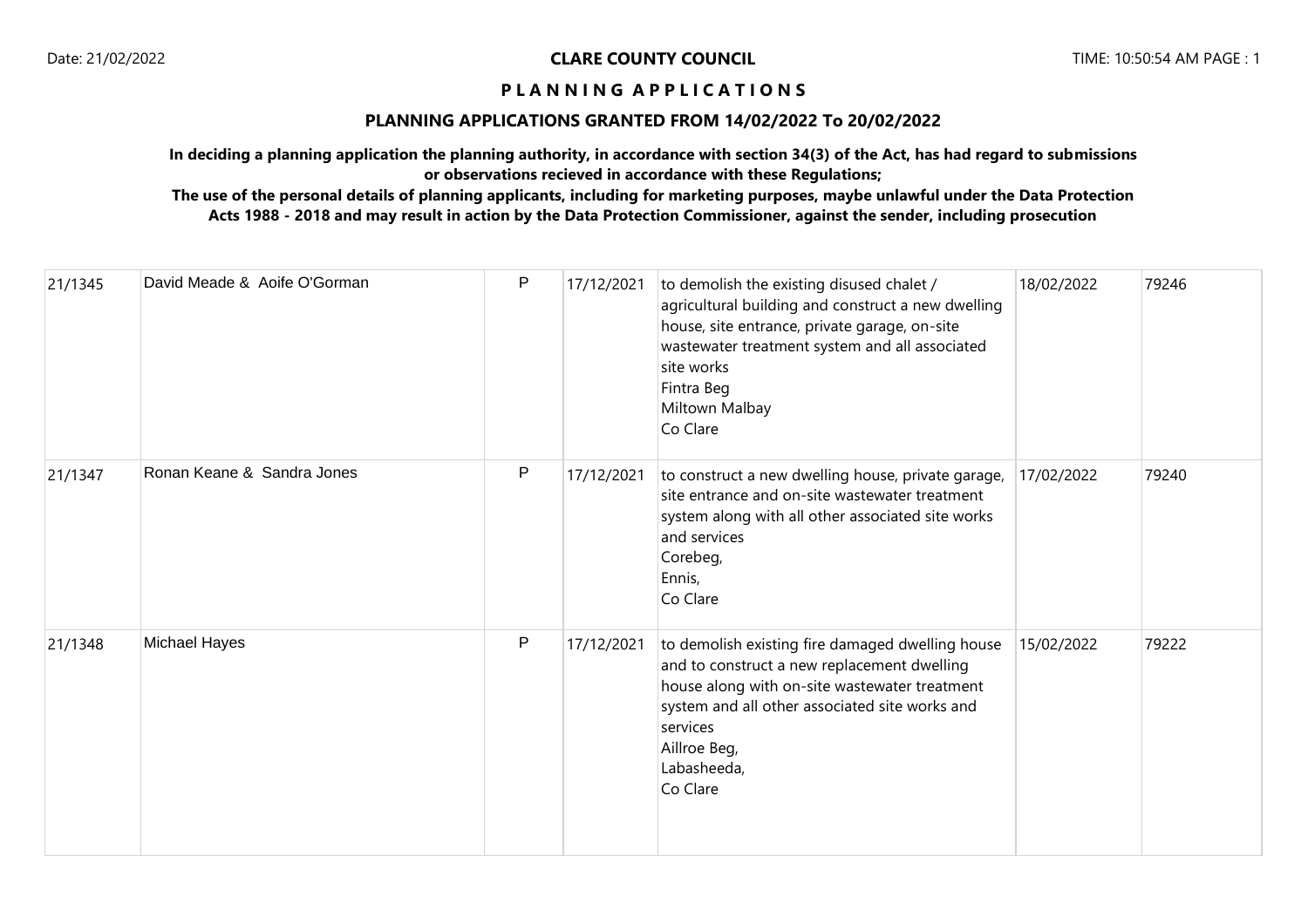**CLARE COUNTY COUNCIL**

**P L A N N I N G   A P P L I C A T I O N S**

**PLANNING APPLICATIONS GRANTED FROM 14/02/2022 To 20/02/2022**

**In deciding a planning application the planning authority, in accordance with section 34(3) of the Act, has had regard to submissions or observations recieved in accordance with these Regulations;**

**The use of the personal details of planning applicants, including for marketing purposes, maybe unlawful under the Data Protection Acts 1988 - 2018 and may result in action by the Data Protection Commissioner, against the sender, including prosecution**

| | | | | | | |
|---|---|---|---|---|---|---|
| 21/1345 | David Meade & Aoife O'Gorman | P | 17/12/2021 | to demolish the existing disused chalet / agricultural building and construct a new dwelling house, site entrance, private garage, on-site wastewater treatment system and all associated site works<br>Fintra Beg<br>Miltown Malbay<br>Co Clare | 18/02/2022 | 79246 |
| 21/1347 | Ronan Keane & Sandra Jones | P | 17/12/2021 | to construct a new dwelling house, private garage, site entrance and on-site wastewater treatment system along with all other associated site works and services<br>Corebeg,<br>Ennis,<br>Co Clare | 17/02/2022 | 79240 |
| 21/1348 | Michael Hayes | P | 17/12/2021 | to demolish existing fire damaged dwelling house and to construct a new replacement dwelling house along with on-site wastewater treatment system and all other associated site works and services<br>Aillroe Beg,<br>Labasheeda,<br>Co Clare | 15/02/2022 | 79222 |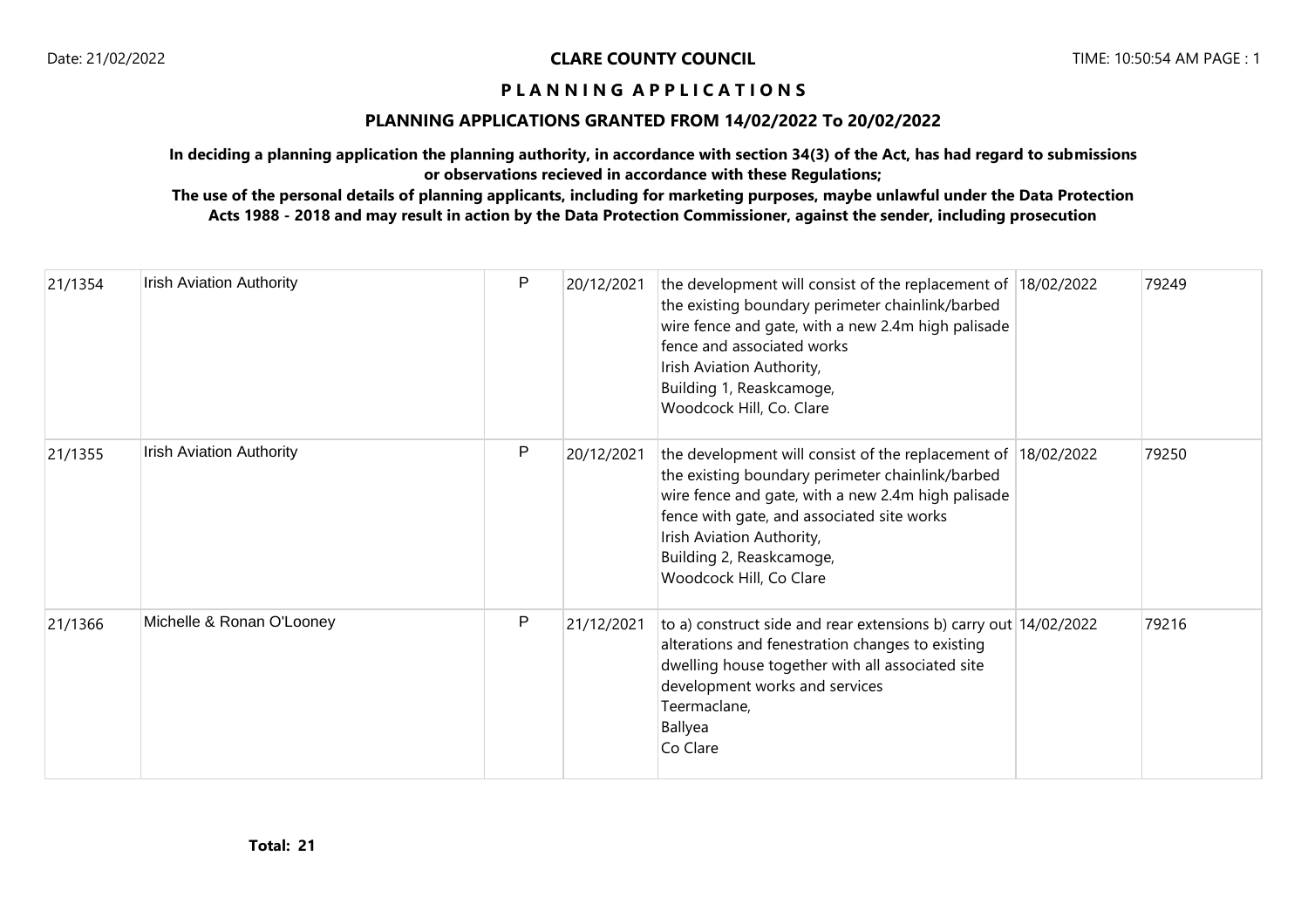**PLANNING APPLICATIONS**

**PLANNING APPLICATIONS GRANTED FROM 14/02/2022 To 20/02/2022**

**In deciding a planning application the planning authority, in accordance with section 34(3) of the Act, has had regard to submissions or observations recieved in accordance with these Regulations;**

**The use of the personal details of planning applicants, including for marketing purposes, maybe unlawful under the Data Protection Acts 1988 - 2018 and may result in action by the Data Protection Commissioner, against the sender, including prosecution**

| | | | | | | |
|---|---|---|---|---|---|---|
| 21/1354 | Irish Aviation Authority | P | 20/12/2021 | the development will consist of the replacement of the existing boundary perimeter chainlink/barbed wire fence and gate, with a new 2.4m high palisade fence and associated works<br>Irish Aviation Authority,<br>Building 1, Reaskcamoge,<br>Woodcock Hill, Co. Clare | 18/02/2022 | 79249 |
| 21/1355 | Irish Aviation Authority | P | 20/12/2021 | the development will consist of the replacement of the existing boundary perimeter chainlink/barbed wire fence and gate, with a new 2.4m high palisade fence with gate, and associated site works<br>Irish Aviation Authority,<br>Building 2, Reaskcamoge,<br>Woodcock Hill, Co Clare | 18/02/2022 | 79250 |
| 21/1366 | Michelle & Ronan O'Looney | P | 21/12/2021 | to a) construct side and rear extensions b) carry out alterations and fenestration changes to existing dwelling house together with all associated site development works and services<br>Teermaclane,<br>Ballyea<br>Co Clare | 14/02/2022 | 79216 |

**Total: 21**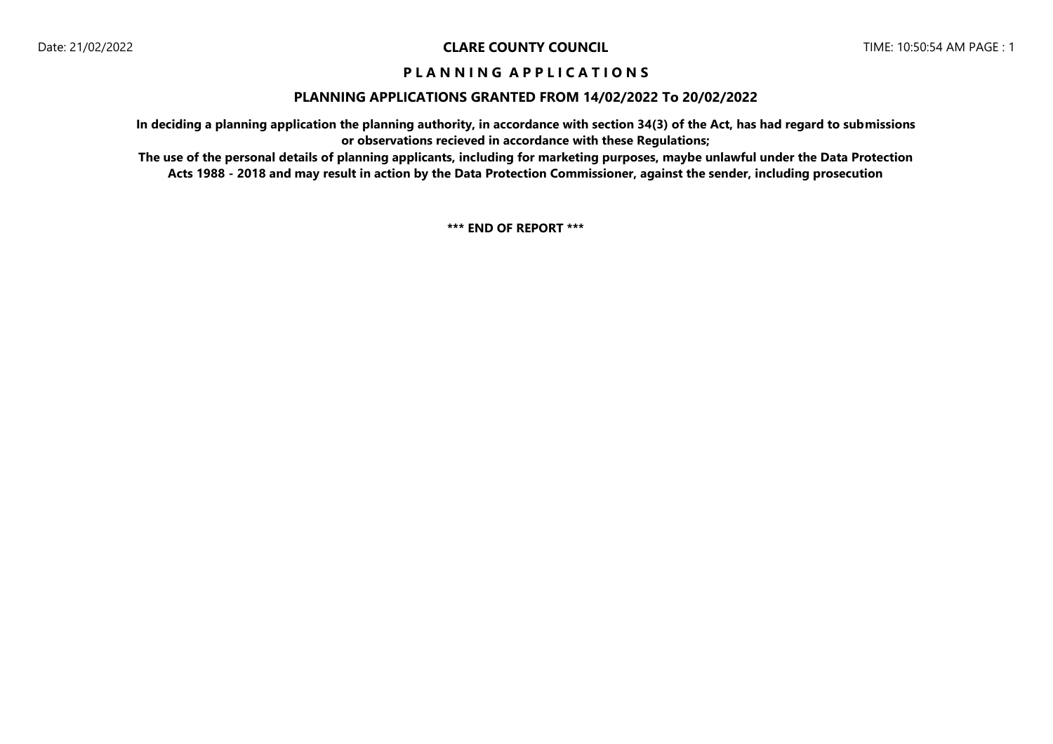**CLARE COUNTY COUNCIL**

# P L A N N I N G  A P P L I C A T I O N S

## PLANNING APPLICATIONS GRANTED FROM 14/02/2022 To 20/02/2022

**In deciding a planning application the planning authority, in accordance with section 34(3) of the Act, has had regard to submissions or observations recieved in accordance with these Regulations;**

**The use of the personal details of planning applicants, including for marketing purposes, maybe unlawful under the Data Protection Acts 1988 - 2018 and may result in action by the Data Protection Commissioner, against the sender, including prosecution**

**\*\*\* END OF REPORT \*\*\***